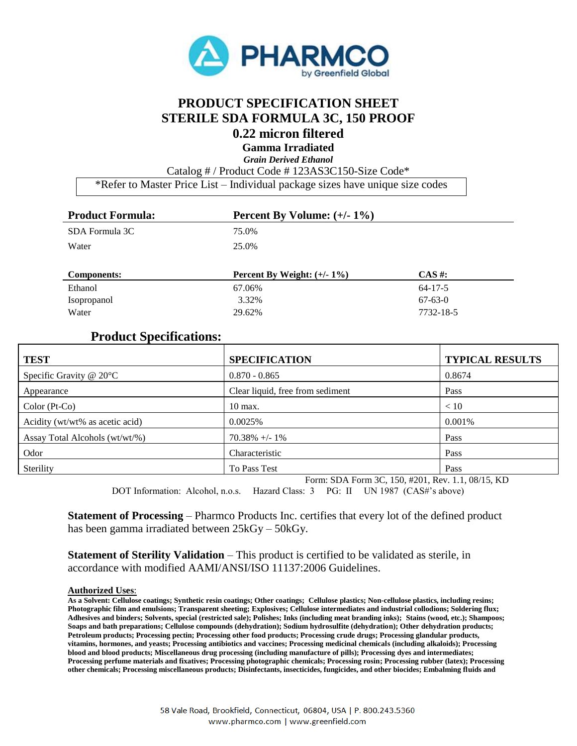PHARMCO
by Greenfield Global

# PRODUCT SPECIFICATION SHEET
# STERILE SDA FORMULA 3C, 150 PROOF
## 0.22 micron filtered
### Gamma Irradiated
***Grain Derived Ethanol***

Catalog # / Product Code # 123AS3C150-Size Code*

*Refer to Master Price List – Individual package sizes have unique size codes

| Product Formula: | Percent By Volume: (+/- 1%) |
|---|---|
| SDA Formula 3C | 75.0% |
| Water | 25.0% |

| Components: | Percent By Weight: (+/- 1%) | CAS #: |
|---|---|---|
| Ethanol | 67.06% | 64-17-5 |
| Isopropanol | 3.32% | 67-63-0 |
| Water | 29.62% | 7732-18-5 |

## Product Specifications:

| TEST | SPECIFICATION | TYPICAL RESULTS |
|---|---|---|
| Specific Gravity @ 20°C | 0.870 - 0.865 | 0.8674 |
| Appearance | Clear liquid, free from sediment | Pass |
| Color (Pt-Co) | 10 max. | < 10 |
| Acidity (wt/wt% as acetic acid) | 0.0025% | 0.001% |
| Assay Total Alcohols (wt/wt/%) | 70.38% +/- 1% | Pass |
| Odor | Characteristic | Pass |
| Sterility | To Pass Test | Pass |

Form: SDA Form 3C, 150, #201, Rev. 1.1, 08/15, KD

DOT Information: Alcohol, n.o.s. Hazard Class: 3 PG: II UN 1987 (CAS#'s above)

**Statement of Processing** – Pharmco Products Inc. certifies that every lot of the defined product has been gamma irradiated between 25kGy – 50kGy.

**Statement of Sterility Validation** – This product is certified to be validated as sterile, in accordance with modified AAMI/ANSI/ISO 11137:2006 Guidelines.

**Authorized Uses**:

**As a Solvent: Cellulose coatings; Synthetic resin coatings; Other coatings; Cellulose plastics; Non-cellulose plastics, including resins; Photographic film and emulsions; Transparent sheeting; Explosives; Cellulose intermediates and industrial collodions; Soldering flux; Adhesives and binders; Solvents, special (restricted sale); Polishes; Inks (including meat branding inks); Stains (wood, etc.); Shampoos; Soaps and bath preparations; Cellulose compounds (dehydration); Sodium hydrosulfite (dehydration); Other dehydration products; Petroleum products; Processing pectin; Processing other food products; Processing crude drugs; Processing glandular products, vitamins, hormones, and yeasts; Processing antibiotics and vaccines; Processing medicinal chemicals (including alkaloids); Processing blood and blood products; Miscellaneous drug processing (including manufacture of pills); Processing dyes and intermediates; Processing perfume materials and fixatives; Processing photographic chemicals; Processing rosin; Processing rubber (latex); Processing other chemicals; Processing miscellaneous products; Disinfectants, insecticides, fungicides, and other biocides; Embalming fluids and**

58 Vale Road, Brookfield, Connecticut, 06804, USA | P. 800.243.5360
www.pharmco.com | www.greenfield.com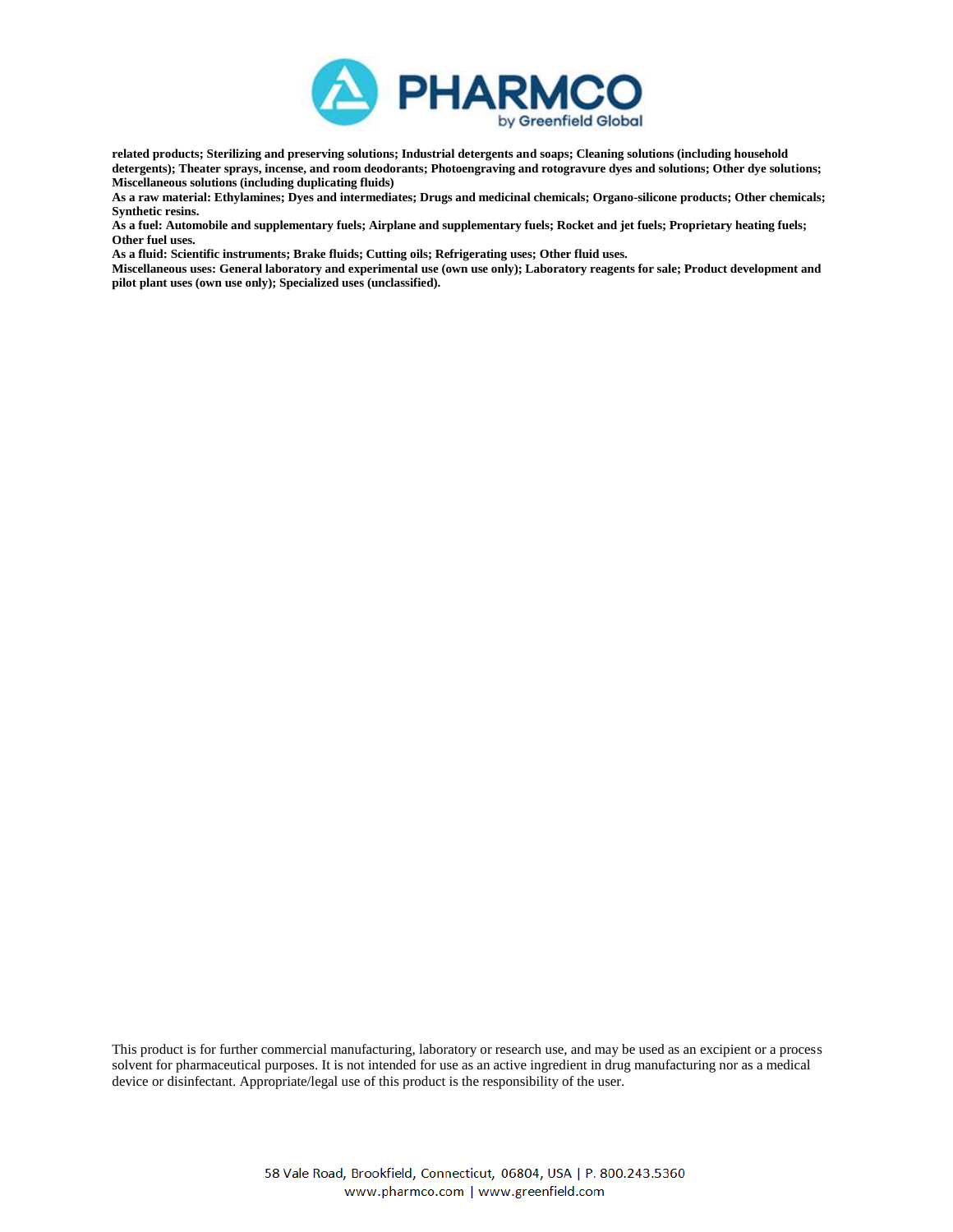**related products; Sterilizing and preserving solutions; Industrial detergents and soaps; Cleaning solutions (including household detergents); Theater sprays, incense, and room deodorants; Photoengraving and rotogravure dyes and solutions; Other dye solutions; Miscellaneous solutions (including duplicating fluids)**

**As a raw material: Ethylamines; Dyes and intermediates; Drugs and medicinal chemicals; Organo-silicone products; Other chemicals; Synthetic resins.**

**As a fuel: Automobile and supplementary fuels; Airplane and supplementary fuels; Rocket and jet fuels; Proprietary heating fuels; Other fuel uses.**

**As a fluid: Scientific instruments; Brake fluids; Cutting oils; Refrigerating uses; Other fluid uses.**

**Miscellaneous uses: General laboratory and experimental use (own use only); Laboratory reagents for sale; Product development and pilot plant uses (own use only); Specialized uses (unclassified).**

This product is for further commercial manufacturing, laboratory or research use, and may be used as an excipient or a process solvent for pharmaceutical purposes. It is not intended for use as an active ingredient in drug manufacturing nor as a medical device or disinfectant. Appropriate/legal use of this product is the responsibility of the user.